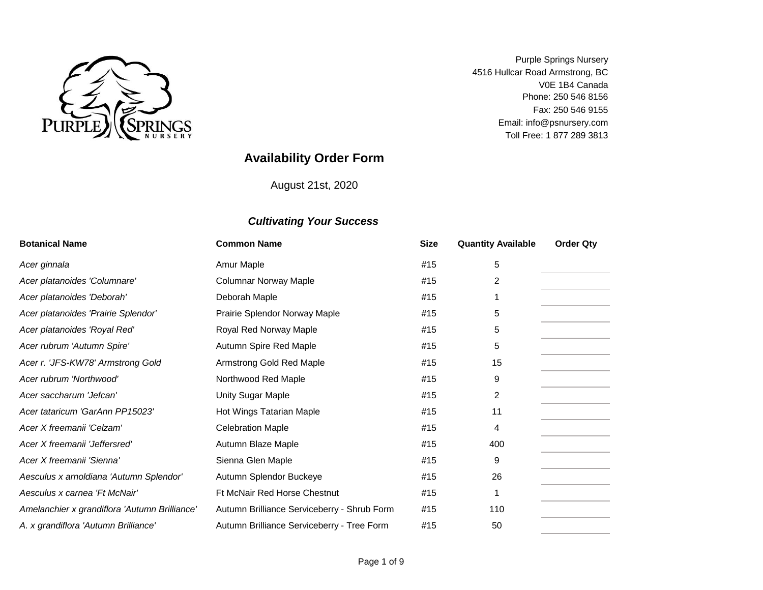Purple Springs Nursery
4516 Hullcar Road Armstrong, BC
V0E 1B4 Canada
Phone: 250 546 8156
Fax: 250 546 9155
Email: info@psnursery.com
Toll Free: 1 877 289 3813

# Availability Order Form

August 21st, 2020

***Cultivating Your Success***

| Botanical Name | Common Name | Size | Quantity Available | Order Qty |
|---|---|---|---|---|
| *Acer ginnala* | Amur Maple | #15 | 5 | |
| *Acer platanoides 'Columnare'* | Columnar Norway Maple | #15 | 2 | |
| *Acer platanoides 'Deborah'* | Deborah Maple | #15 | 1 | |
| *Acer platanoides 'Prairie Splendor'* | Prairie Splendor Norway Maple | #15 | 5 | |
| *Acer platanoides 'Royal Red'* | Royal Red Norway Maple | #15 | 5 | |
| *Acer rubrum 'Autumn Spire'* | Autumn Spire Red Maple | #15 | 5 | |
| *Acer r. 'JFS-KW78' Armstrong Gold* | Armstrong Gold Red Maple | #15 | 15 | |
| *Acer rubrum 'Northwood'* | Northwood Red Maple | #15 | 9 | |
| *Acer saccharum 'Jefcan'* | Unity Sugar Maple | #15 | 2 | |
| *Acer tataricum 'GarAnn PP15023'* | Hot Wings Tatarian Maple | #15 | 11 | |
| *Acer X freemanii 'Celzam'* | Celebration Maple | #15 | 4 | |
| *Acer X freemanii 'Jeffersred'* | Autumn Blaze Maple | #15 | 400 | |
| *Acer X freemanii 'Sienna'* | Sienna Glen Maple | #15 | 9 | |
| *Aesculus x arnoldiana 'Autumn Splendor'* | Autumn Splendor Buckeye | #15 | 26 | |
| *Aesculus x carnea 'Ft McNair'* | Ft McNair Red Horse Chestnut | #15 | 1 | |
| *Amelanchier x grandiflora 'Autumn Brilliance'* | Autumn Brilliance Serviceberry - Shrub Form | #15 | 110 | |
| *A. x grandiflora 'Autumn Brilliance'* | Autumn Brilliance Serviceberry - Tree Form | #15 | 50 | |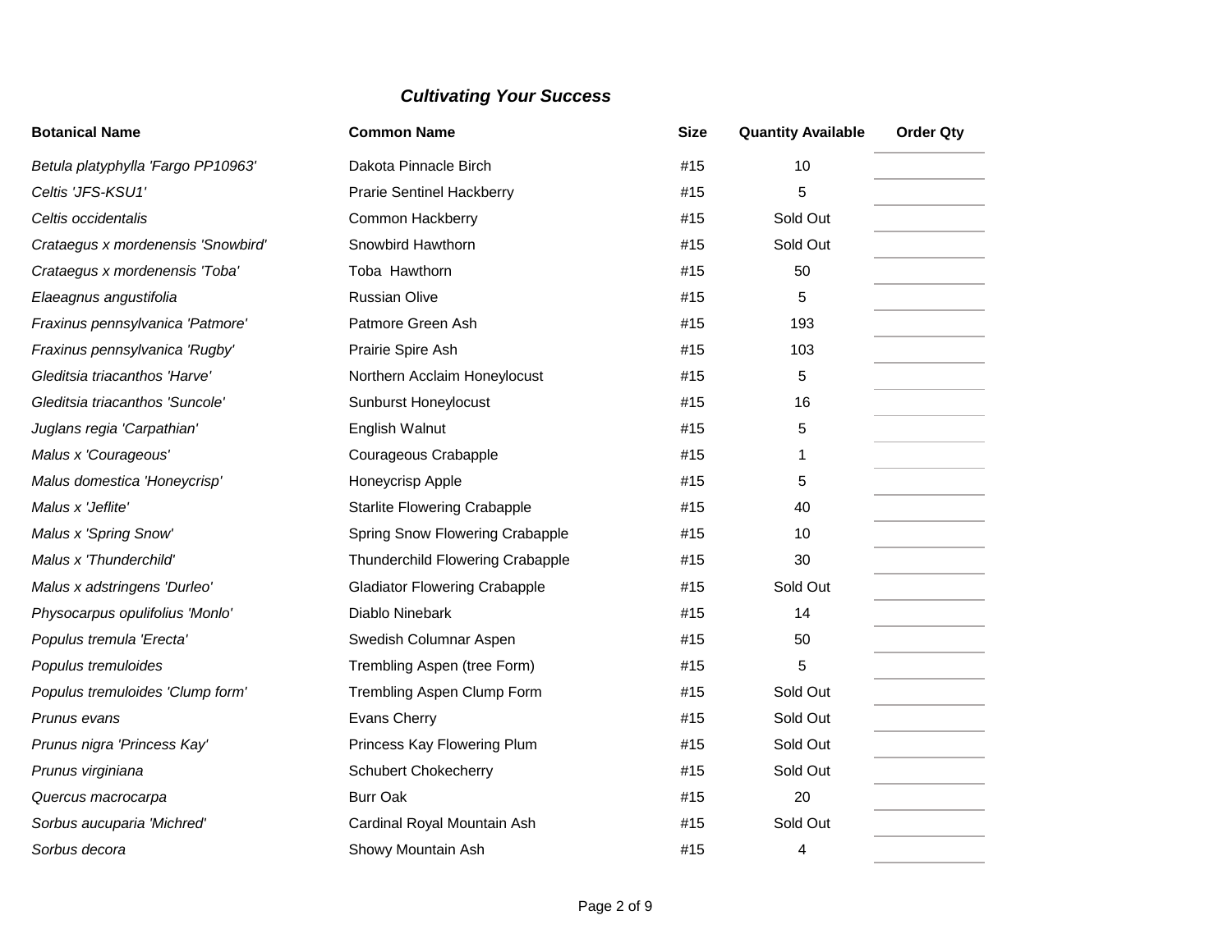### *Cultivating Your Success*

| Botanical Name | Common Name | Size | Quantity Available | Order Qty |
|---|---|---|---|---|
| *Betula platyphylla 'Fargo PP10963'* | Dakota Pinnacle Birch | #15 | 10 | |
| *Celtis 'JFS-KSU1'* | Prarie Sentinel Hackberry | #15 | 5 | |
| *Celtis occidentalis* | Common Hackberry | #15 | Sold Out | |
| *Crataegus x mordenensis 'Snowbird'* | Snowbird Hawthorn | #15 | Sold Out | |
| *Crataegus x mordenensis 'Toba'* | Toba  Hawthorn | #15 | 50 | |
| *Elaeagnus angustifolia* | Russian Olive | #15 | 5 | |
| *Fraxinus pennsylvanica 'Patmore'* | Patmore Green Ash | #15 | 193 | |
| *Fraxinus pennsylvanica 'Rugby'* | Prairie Spire Ash | #15 | 103 | |
| *Gleditsia triacanthos 'Harve'* | Northern Acclaim Honeylocust | #15 | 5 | |
| *Gleditsia triacanthos 'Suncole'* | Sunburst Honeylocust | #15 | 16 | |
| *Juglans regia 'Carpathian'* | English Walnut | #15 | 5 | |
| *Malus x 'Courageous'* | Courageous Crabapple | #15 | 1 | |
| *Malus domestica 'Honeycrisp'* | Honeycrisp Apple | #15 | 5 | |
| *Malus x 'Jeflite'* | Starlite Flowering Crabapple | #15 | 40 | |
| *Malus x 'Spring Snow'* | Spring Snow Flowering Crabapple | #15 | 10 | |
| *Malus x 'Thunderchild'* | Thunderchild Flowering Crabapple | #15 | 30 | |
| *Malus x adstringens 'Durleo'* | Gladiator Flowering Crabapple | #15 | Sold Out | |
| *Physocarpus opulifolius 'Monlo'* | Diablo Ninebark | #15 | 14 | |
| *Populus tremula 'Erecta'* | Swedish Columnar Aspen | #15 | 50 | |
| *Populus tremuloides* | Trembling Aspen (tree Form) | #15 | 5 | |
| *Populus tremuloides 'Clump form'* | Trembling Aspen Clump Form | #15 | Sold Out | |
| *Prunus evans* | Evans Cherry | #15 | Sold Out | |
| *Prunus nigra 'Princess Kay'* | Princess Kay Flowering Plum | #15 | Sold Out | |
| *Prunus virginiana* | Schubert Chokecherry | #15 | Sold Out | |
| *Quercus macrocarpa* | Burr Oak | #15 | 20 | |
| *Sorbus aucuparia 'Michred'* | Cardinal Royal Mountain Ash | #15 | Sold Out | |
| *Sorbus decora* | Showy Mountain Ash | #15 | 4 | |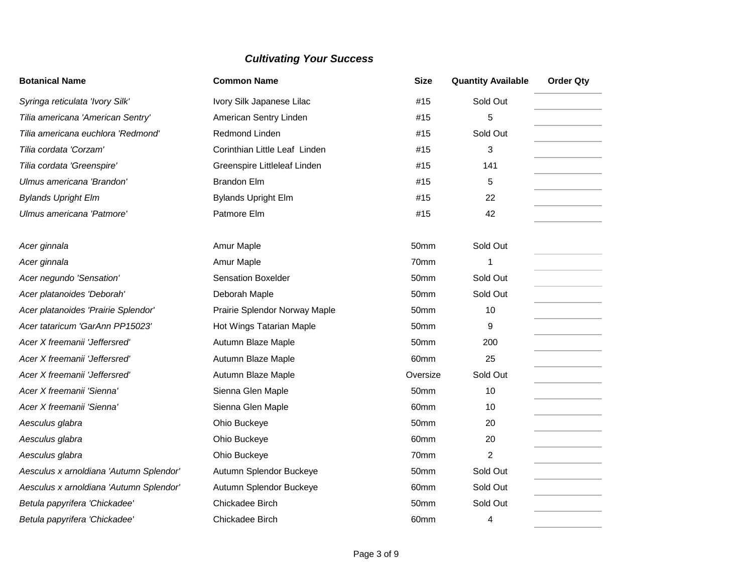***Cultivating Your Success***

| Botanical Name | Common Name | Size | Quantity Available | Order Qty |
|---|---|---|---|---|
| *Syringa reticulata 'Ivory Silk'* | Ivory Silk Japanese Lilac | #15 | Sold Out | |
| *Tilia americana 'American Sentry'* | American Sentry Linden | #15 | 5 | |
| *Tilia americana euchlora 'Redmond'* | Redmond Linden | #15 | Sold Out | |
| *Tilia cordata 'Corzam'* | Corinthian Little Leaf Linden | #15 | 3 | |
| *Tilia cordata 'Greenspire'* | Greenspire Littleleaf Linden | #15 | 141 | |
| *Ulmus americana 'Brandon'* | Brandon Elm | #15 | 5 | |
| *Bylands Upright Elm* | Bylands Upright Elm | #15 | 22 | |
| *Ulmus americana 'Patmore'* | Patmore Elm | #15 | 42 | |
| | | | | |
| *Acer ginnala* | Amur Maple | 50mm | Sold Out | |
| *Acer ginnala* | Amur Maple | 70mm | 1 | |
| *Acer negundo 'Sensation'* | Sensation Boxelder | 50mm | Sold Out | |
| *Acer platanoides 'Deborah'* | Deborah Maple | 50mm | Sold Out | |
| *Acer platanoides 'Prairie Splendor'* | Prairie Splendor Norway Maple | 50mm | 10 | |
| *Acer tataricum 'GarAnn PP15023'* | Hot Wings Tatarian Maple | 50mm | 9 | |
| *Acer X freemanii 'Jeffersred'* | Autumn Blaze Maple | 50mm | 200 | |
| *Acer X freemanii 'Jeffersred'* | Autumn Blaze Maple | 60mm | 25 | |
| *Acer X freemanii 'Jeffersred'* | Autumn Blaze Maple | Oversize | Sold Out | |
| *Acer X freemanii 'Sienna'* | Sienna Glen Maple | 50mm | 10 | |
| *Acer X freemanii 'Sienna'* | Sienna Glen Maple | 60mm | 10 | |
| *Aesculus glabra* | Ohio Buckeye | 50mm | 20 | |
| *Aesculus glabra* | Ohio Buckeye | 60mm | 20 | |
| *Aesculus glabra* | Ohio Buckeye | 70mm | 2 | |
| *Aesculus x arnoldiana 'Autumn Splendor'* | Autumn Splendor Buckeye | 50mm | Sold Out | |
| *Aesculus x arnoldiana 'Autumn Splendor'* | Autumn Splendor Buckeye | 60mm | Sold Out | |
| *Betula papyrifera 'Chickadee'* | Chickadee Birch | 50mm | Sold Out | |
| *Betula papyrifera 'Chickadee'* | Chickadee Birch | 60mm | 4 | |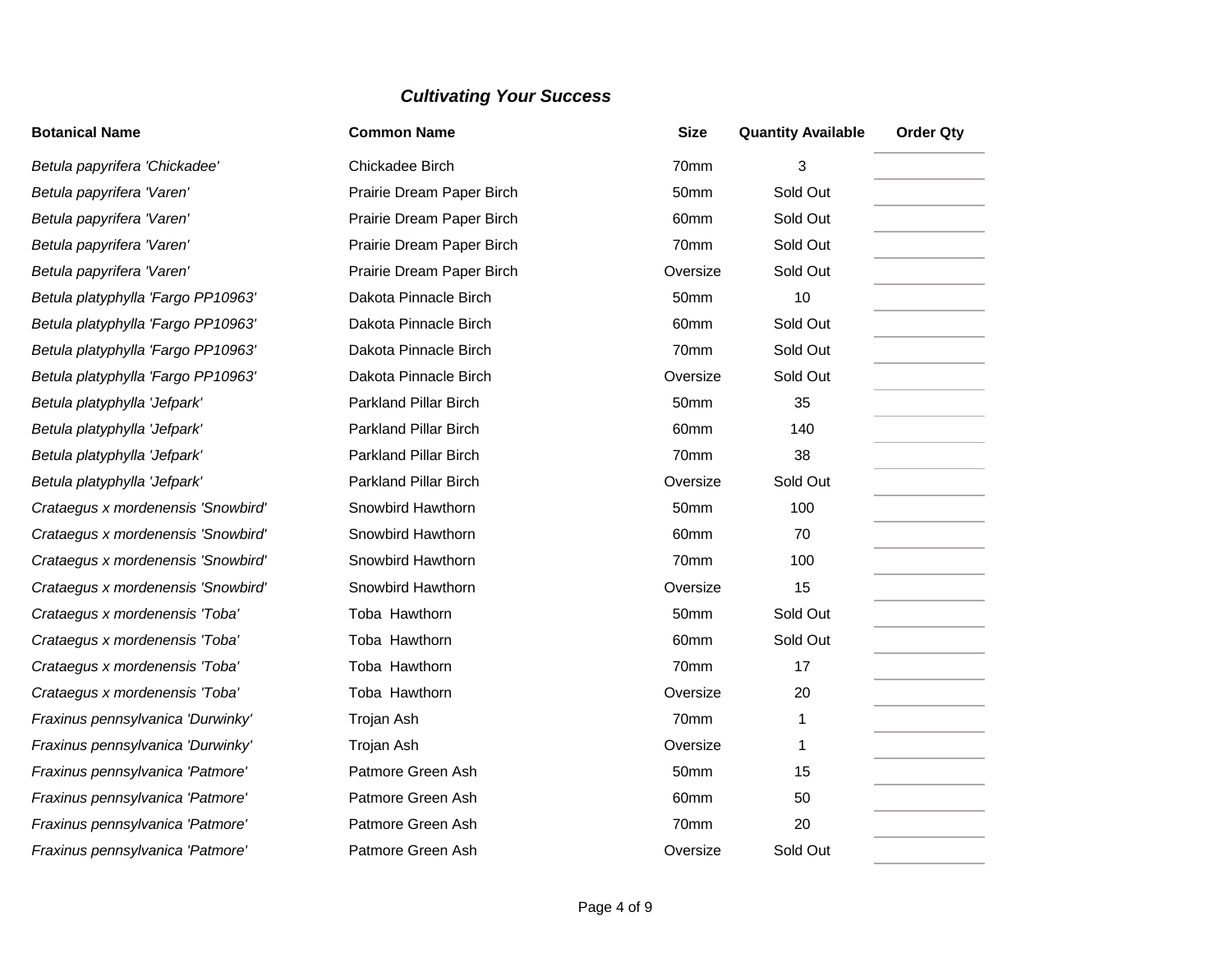## *Cultivating Your Success*

| Botanical Name | Common Name | Size | Quantity Available | Order Qty |
|---|---|---|---|---|
| *Betula papyrifera 'Chickadee'* | Chickadee Birch | 70mm | 3 | |
| *Betula papyrifera 'Varen'* | Prairie Dream Paper Birch | 50mm | Sold Out | |
| *Betula papyrifera 'Varen'* | Prairie Dream Paper Birch | 60mm | Sold Out | |
| *Betula papyrifera 'Varen'* | Prairie Dream Paper Birch | 70mm | Sold Out | |
| *Betula papyrifera 'Varen'* | Prairie Dream Paper Birch | Oversize | Sold Out | |
| *Betula platyphylla 'Fargo PP10963'* | Dakota Pinnacle Birch | 50mm | 10 | |
| *Betula platyphylla 'Fargo PP10963'* | Dakota Pinnacle Birch | 60mm | Sold Out | |
| *Betula platyphylla 'Fargo PP10963'* | Dakota Pinnacle Birch | 70mm | Sold Out | |
| *Betula platyphylla 'Fargo PP10963'* | Dakota Pinnacle Birch | Oversize | Sold Out | |
| *Betula platyphylla 'Jefpark'* | Parkland Pillar Birch | 50mm | 35 | |
| *Betula platyphylla 'Jefpark'* | Parkland Pillar Birch | 60mm | 140 | |
| *Betula platyphylla 'Jefpark'* | Parkland Pillar Birch | 70mm | 38 | |
| *Betula platyphylla 'Jefpark'* | Parkland Pillar Birch | Oversize | Sold Out | |
| *Crataegus x mordenensis 'Snowbird'* | Snowbird Hawthorn | 50mm | 100 | |
| *Crataegus x mordenensis 'Snowbird'* | Snowbird Hawthorn | 60mm | 70 | |
| *Crataegus x mordenensis 'Snowbird'* | Snowbird Hawthorn | 70mm | 100 | |
| *Crataegus x mordenensis 'Snowbird'* | Snowbird Hawthorn | Oversize | 15 | |
| *Crataegus x mordenensis 'Toba'* | Toba Hawthorn | 50mm | Sold Out | |
| *Crataegus x mordenensis 'Toba'* | Toba Hawthorn | 60mm | Sold Out | |
| *Crataegus x mordenensis 'Toba'* | Toba Hawthorn | 70mm | 17 | |
| *Crataegus x mordenensis 'Toba'* | Toba Hawthorn | Oversize | 20 | |
| *Fraxinus pennsylvanica 'Durwinky'* | Trojan Ash | 70mm | 1 | |
| *Fraxinus pennsylvanica 'Durwinky'* | Trojan Ash | Oversize | 1 | |
| *Fraxinus pennsylvanica 'Patmore'* | Patmore Green Ash | 50mm | 15 | |
| *Fraxinus pennsylvanica 'Patmore'* | Patmore Green Ash | 60mm | 50 | |
| *Fraxinus pennsylvanica 'Patmore'* | Patmore Green Ash | 70mm | 20 | |
| *Fraxinus pennsylvanica 'Patmore'* | Patmore Green Ash | Oversize | Sold Out | |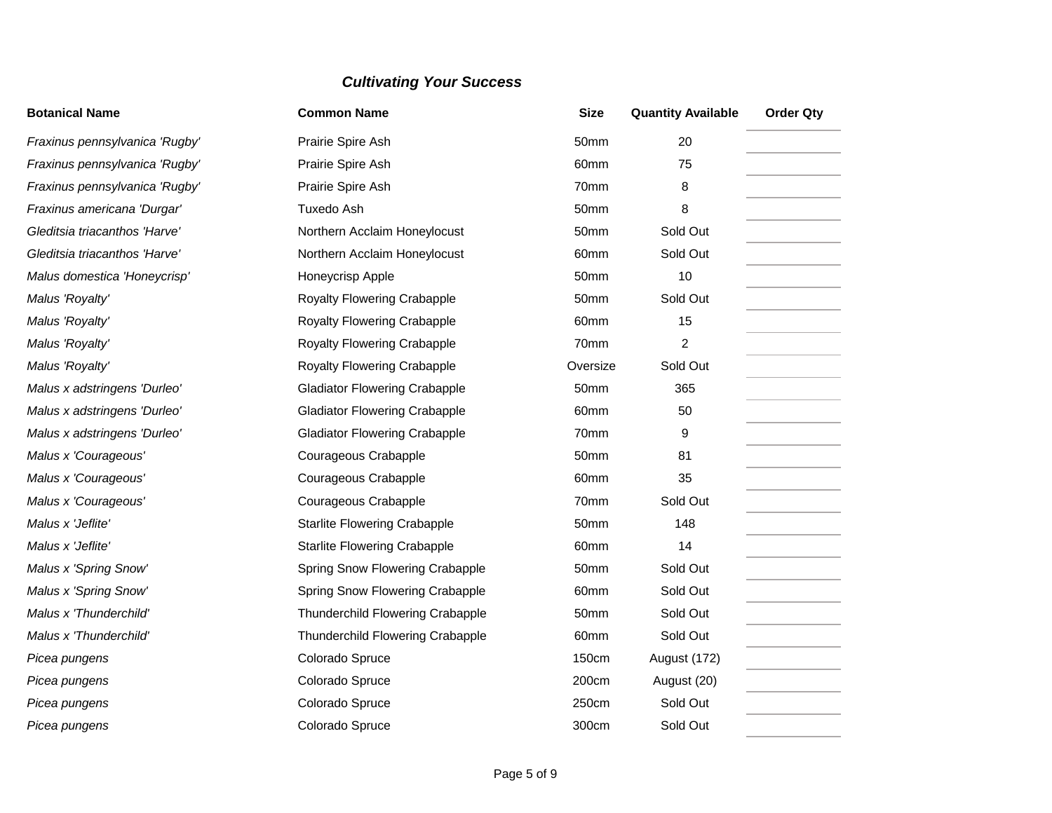***Cultivating Your Success***

| Botanical Name | Common Name | Size | Quantity Available | Order Qty |
| --- | --- | --- | --- | --- |
| *Fraxinus pennsylvanica 'Rugby'* | Prairie Spire Ash | 50mm | 20 | |
| *Fraxinus pennsylvanica 'Rugby'* | Prairie Spire Ash | 60mm | 75 | |
| *Fraxinus pennsylvanica 'Rugby'* | Prairie Spire Ash | 70mm | 8 | |
| *Fraxinus americana 'Durgar'* | Tuxedo Ash | 50mm | 8 | |
| *Gleditsia triacanthos 'Harve'* | Northern Acclaim Honeylocust | 50mm | Sold Out | |
| *Gleditsia triacanthos 'Harve'* | Northern Acclaim Honeylocust | 60mm | Sold Out | |
| *Malus domestica 'Honeycrisp'* | Honeycrisp Apple | 50mm | 10 | |
| *Malus 'Royalty'* | Royalty Flowering Crabapple | 50mm | Sold Out | |
| *Malus 'Royalty'* | Royalty Flowering Crabapple | 60mm | 15 | |
| *Malus 'Royalty'* | Royalty Flowering Crabapple | 70mm | 2 | |
| *Malus 'Royalty'* | Royalty Flowering Crabapple | Oversize | Sold Out | |
| *Malus x adstringens 'Durleo'* | Gladiator Flowering Crabapple | 50mm | 365 | |
| *Malus x adstringens 'Durleo'* | Gladiator Flowering Crabapple | 60mm | 50 | |
| *Malus x adstringens 'Durleo'* | Gladiator Flowering Crabapple | 70mm | 9 | |
| *Malus x 'Courageous'* | Courageous Crabapple | 50mm | 81 | |
| *Malus x 'Courageous'* | Courageous Crabapple | 60mm | 35 | |
| *Malus x 'Courageous'* | Courageous Crabapple | 70mm | Sold Out | |
| *Malus x 'Jeflite'* | Starlite Flowering Crabapple | 50mm | 148 | |
| *Malus x 'Jeflite'* | Starlite Flowering Crabapple | 60mm | 14 | |
| *Malus x 'Spring Snow'* | Spring Snow Flowering Crabapple | 50mm | Sold Out | |
| *Malus x 'Spring Snow'* | Spring Snow Flowering Crabapple | 60mm | Sold Out | |
| *Malus x 'Thunderchild'* | Thunderchild Flowering Crabapple | 50mm | Sold Out | |
| *Malus x 'Thunderchild'* | Thunderchild Flowering Crabapple | 60mm | Sold Out | |
| *Picea pungens* | Colorado Spruce | 150cm | August (172) | |
| *Picea pungens* | Colorado Spruce | 200cm | August (20) | |
| *Picea pungens* | Colorado Spruce | 250cm | Sold Out | |
| *Picea pungens* | Colorado Spruce | 300cm | Sold Out | |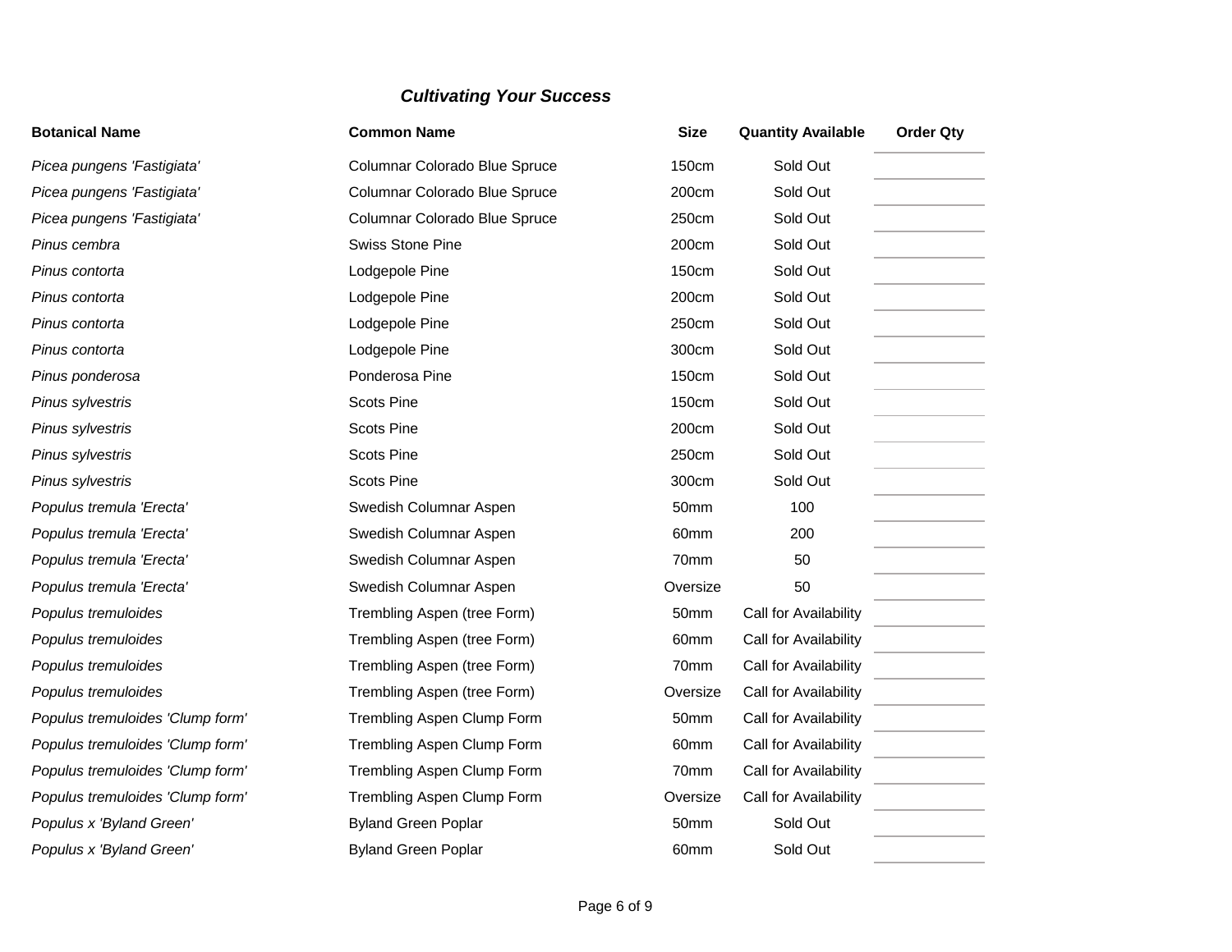***Cultivating Your Success***

| Botanical Name | Common Name | Size | Quantity Available | Order Qty |
|---|---|---|---|---|
| *Picea pungens 'Fastigiata'* | Columnar Colorado Blue Spruce | 150cm | Sold Out | |
| *Picea pungens 'Fastigiata'* | Columnar Colorado Blue Spruce | 200cm | Sold Out | |
| *Picea pungens 'Fastigiata'* | Columnar Colorado Blue Spruce | 250cm | Sold Out | |
| *Pinus cembra* | Swiss Stone Pine | 200cm | Sold Out | |
| *Pinus contorta* | Lodgepole Pine | 150cm | Sold Out | |
| *Pinus contorta* | Lodgepole Pine | 200cm | Sold Out | |
| *Pinus contorta* | Lodgepole Pine | 250cm | Sold Out | |
| *Pinus contorta* | Lodgepole Pine | 300cm | Sold Out | |
| *Pinus ponderosa* | Ponderosa Pine | 150cm | Sold Out | |
| *Pinus sylvestris* | Scots Pine | 150cm | Sold Out | |
| *Pinus sylvestris* | Scots Pine | 200cm | Sold Out | |
| *Pinus sylvestris* | Scots Pine | 250cm | Sold Out | |
| *Pinus sylvestris* | Scots Pine | 300cm | Sold Out | |
| *Populus tremula 'Erecta'* | Swedish Columnar Aspen | 50mm | 100 | |
| *Populus tremula 'Erecta'* | Swedish Columnar Aspen | 60mm | 200 | |
| *Populus tremula 'Erecta'* | Swedish Columnar Aspen | 70mm | 50 | |
| *Populus tremula 'Erecta'* | Swedish Columnar Aspen | Oversize | 50 | |
| *Populus tremuloides* | Trembling Aspen (tree Form) | 50mm | Call for Availability | |
| *Populus tremuloides* | Trembling Aspen (tree Form) | 60mm | Call for Availability | |
| *Populus tremuloides* | Trembling Aspen (tree Form) | 70mm | Call for Availability | |
| *Populus tremuloides* | Trembling Aspen (tree Form) | Oversize | Call for Availability | |
| *Populus tremuloides 'Clump form'* | Trembling Aspen Clump Form | 50mm | Call for Availability | |
| *Populus tremuloides 'Clump form'* | Trembling Aspen Clump Form | 60mm | Call for Availability | |
| *Populus tremuloides 'Clump form'* | Trembling Aspen Clump Form | 70mm | Call for Availability | |
| *Populus tremuloides 'Clump form'* | Trembling Aspen Clump Form | Oversize | Call for Availability | |
| *Populus x 'Byland Green'* | Byland Green Poplar | 50mm | Sold Out | |
| *Populus x 'Byland Green'* | Byland Green Poplar | 60mm | Sold Out | |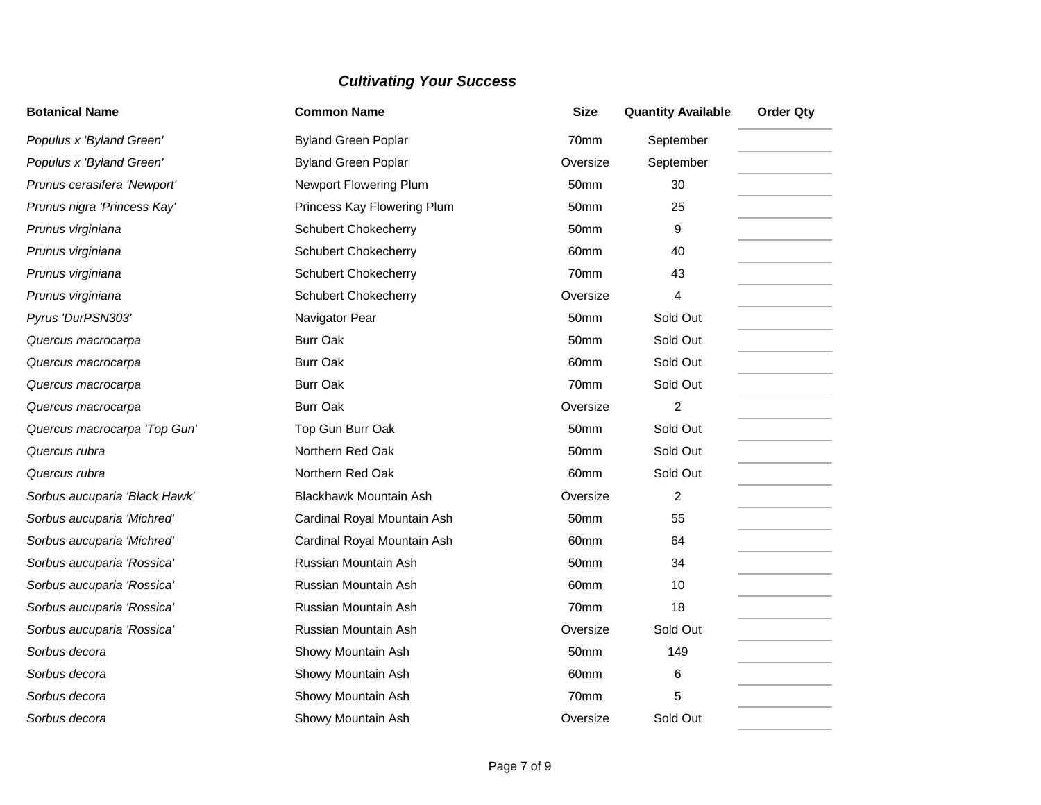### *Cultivating Your Success*

| Botanical Name | Common Name | Size | Quantity Available | Order Qty |
|---|---|---|---|---|
| *Populus x 'Byland Green'* | Byland Green Poplar | 70mm | September | |
| *Populus x 'Byland Green'* | Byland Green Poplar | Oversize | September | |
| *Prunus cerasifera 'Newport'* | Newport Flowering Plum | 50mm | 30 | |
| *Prunus nigra 'Princess Kay'* | Princess Kay Flowering Plum | 50mm | 25 | |
| *Prunus virginiana* | Schubert Chokecherry | 50mm | 9 | |
| *Prunus virginiana* | Schubert Chokecherry | 60mm | 40 | |
| *Prunus virginiana* | Schubert Chokecherry | 70mm | 43 | |
| *Prunus virginiana* | Schubert Chokecherry | Oversize | 4 | |
| *Pyrus 'DurPSN303'* | Navigator Pear | 50mm | Sold Out | |
| *Quercus macrocarpa* | Burr Oak | 50mm | Sold Out | |
| *Quercus macrocarpa* | Burr Oak | 60mm | Sold Out | |
| *Quercus macrocarpa* | Burr Oak | 70mm | Sold Out | |
| *Quercus macrocarpa* | Burr Oak | Oversize | 2 | |
| *Quercus macrocarpa 'Top Gun'* | Top Gun Burr Oak | 50mm | Sold Out | |
| *Quercus rubra* | Northern Red Oak | 50mm | Sold Out | |
| *Quercus rubra* | Northern Red Oak | 60mm | Sold Out | |
| *Sorbus aucuparia 'Black Hawk'* | Blackhawk Mountain Ash | Oversize | 2 | |
| *Sorbus aucuparia 'Michred'* | Cardinal Royal Mountain Ash | 50mm | 55 | |
| *Sorbus aucuparia 'Michred'* | Cardinal Royal Mountain Ash | 60mm | 64 | |
| *Sorbus aucuparia 'Rossica'* | Russian Mountain Ash | 50mm | 34 | |
| *Sorbus aucuparia 'Rossica'* | Russian Mountain Ash | 60mm | 10 | |
| *Sorbus aucuparia 'Rossica'* | Russian Mountain Ash | 70mm | 18 | |
| *Sorbus aucuparia 'Rossica'* | Russian Mountain Ash | Oversize | Sold Out | |
| *Sorbus decora* | Showy Mountain Ash | 50mm | 149 | |
| *Sorbus decora* | Showy Mountain Ash | 60mm | 6 | |
| *Sorbus decora* | Showy Mountain Ash | 70mm | 5 | |
| *Sorbus decora* | Showy Mountain Ash | Oversize | Sold Out | |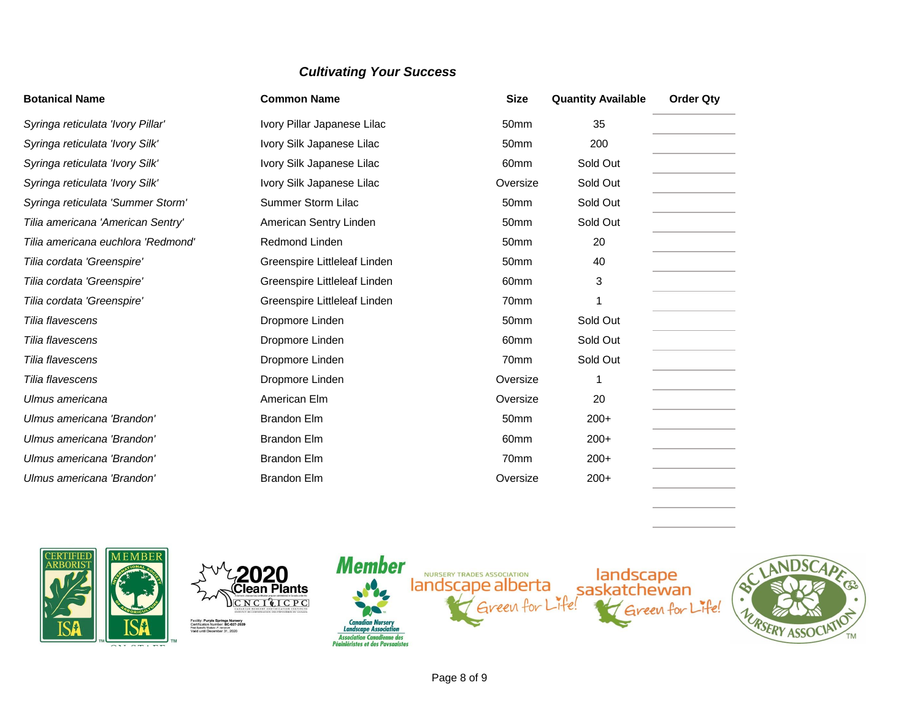***Cultivating Your Success***

| Botanical Name | Common Name | Size | Quantity Available | Order Qty |
|---|---|---|---|---|
| *Syringa reticulata 'Ivory Pillar'* | Ivory Pillar Japanese Lilac | 50mm | 35 | |
| *Syringa reticulata 'Ivory Silk'* | Ivory Silk Japanese Lilac | 50mm | 200 | |
| *Syringa reticulata 'Ivory Silk'* | Ivory Silk Japanese Lilac | 60mm | Sold Out | |
| *Syringa reticulata 'Ivory Silk'* | Ivory Silk Japanese Lilac | Oversize | Sold Out | |
| *Syringa reticulata 'Summer Storm'* | Summer Storm Lilac | 50mm | Sold Out | |
| *Tilia americana 'American Sentry'* | American Sentry Linden | 50mm | Sold Out | |
| *Tilia americana euchlora 'Redmond'* | Redmond Linden | 50mm | 20 | |
| *Tilia cordata 'Greenspire'* | Greenspire Littleleaf Linden | 50mm | 40 | |
| *Tilia cordata 'Greenspire'* | Greenspire Littleleaf Linden | 60mm | 3 | |
| *Tilia cordata 'Greenspire'* | Greenspire Littleleaf Linden | 70mm | 1 | |
| *Tilia flavescens* | Dropmore Linden | 50mm | Sold Out | |
| *Tilia flavescens* | Dropmore Linden | 60mm | Sold Out | |
| *Tilia flavescens* | Dropmore Linden | 70mm | Sold Out | |
| *Tilia flavescens* | Dropmore Linden | Oversize | 1 | |
| *Ulmus americana* | American Elm | Oversize | 20 | |
| *Ulmus americana 'Brandon'* | Brandon Elm | 50mm | 200+ | |
| *Ulmus americana 'Brandon'* | Brandon Elm | 60mm | 200+ | |
| *Ulmus americana 'Brandon'* | Brandon Elm | 70mm | 200+ | |
| *Ulmus americana 'Brandon'* | Brandon Elm | Oversize | 200+ | |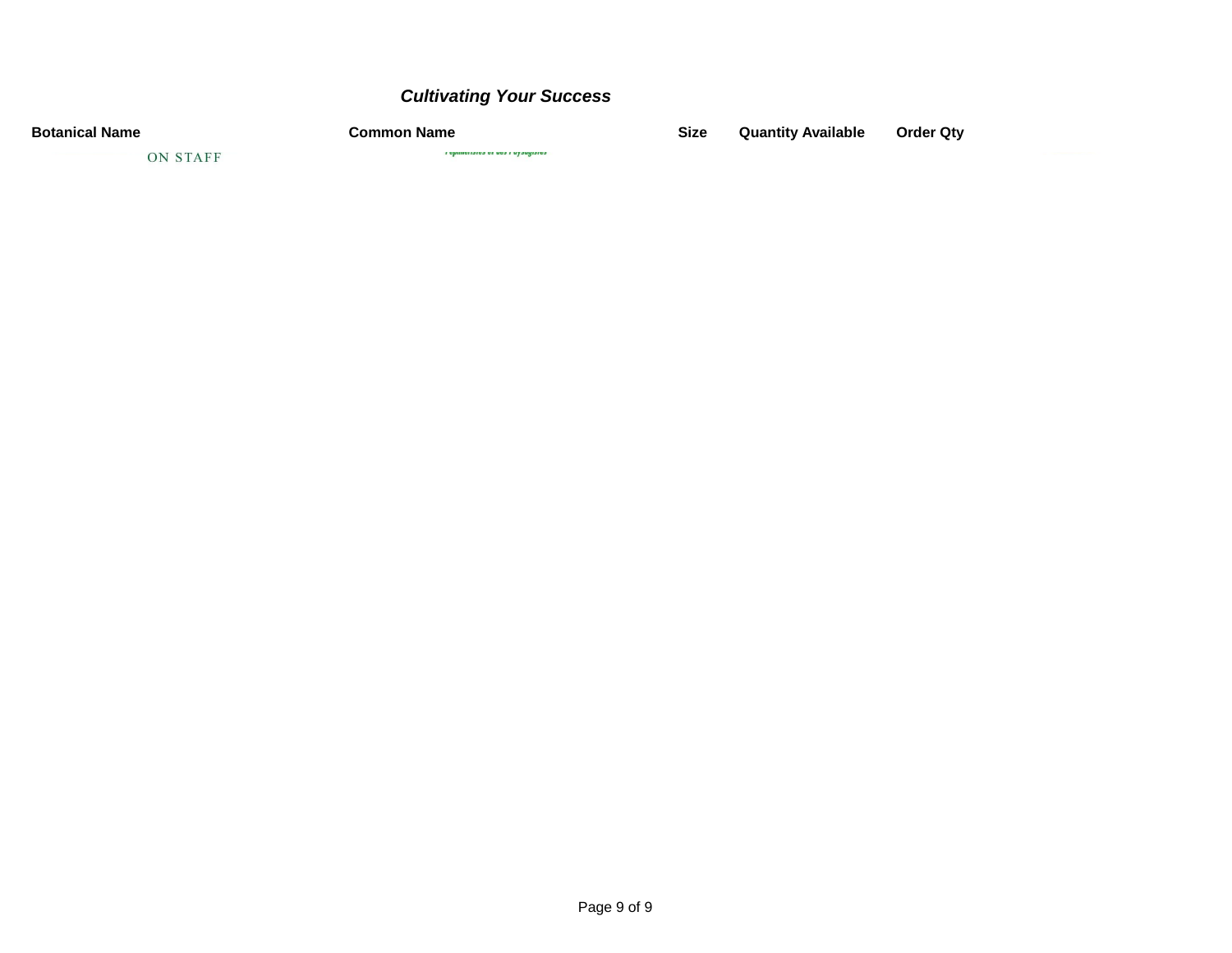*Cultivating Your Success*

| Botanical Name | Common Name | Size | Quantity Available | Order Qty |
|---|---|---|---|---|

ON STAFF